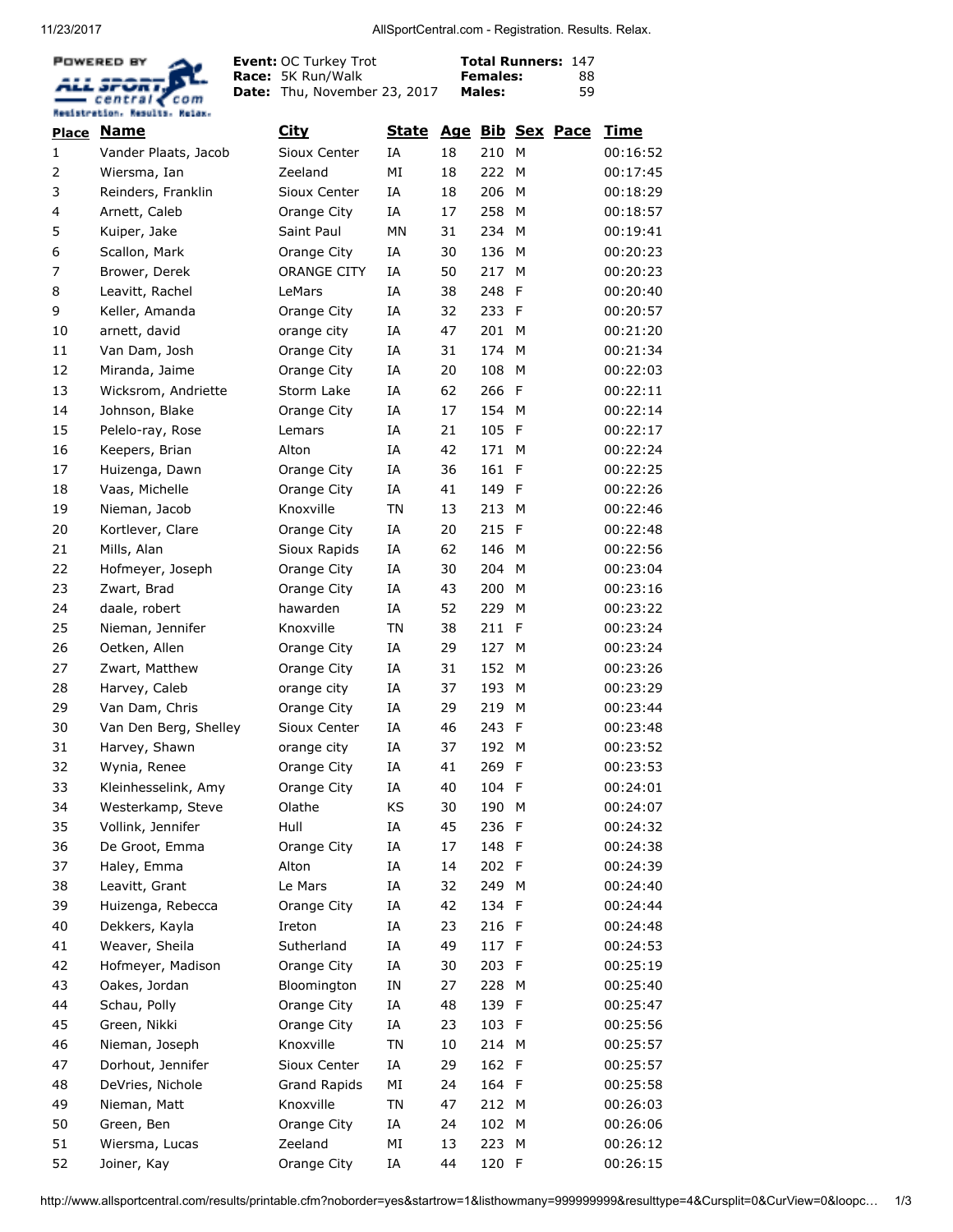**Event:** OC Turkey Trot
**Race:** 5K Run/Walk
**Date:** Thu, November 23, 2017

**Total Runners:** 147
**Females:** 88
**Males:** 59

| Place | Name | City | State | Age | Bib | Sex | Pace | Time |
|---|---|---|---|---|---|---|---|---|
| 1 | Vander Plaats, Jacob | Sioux Center | IA | 18 | 210 | M | | 00:16:52 |
| 2 | Wiersma, Ian | Zeeland | MI | 18 | 222 | M | | 00:17:45 |
| 3 | Reinders, Franklin | Sioux Center | IA | 18 | 206 | M | | 00:18:29 |
| 4 | Arnett, Caleb | Orange City | IA | 17 | 258 | M | | 00:18:57 |
| 5 | Kuiper, Jake | Saint Paul | MN | 31 | 234 | M | | 00:19:41 |
| 6 | Scallon, Mark | Orange City | IA | 30 | 136 | M | | 00:20:23 |
| 7 | Brower, Derek | ORANGE CITY | IA | 50 | 217 | M | | 00:20:23 |
| 8 | Leavitt, Rachel | LeMars | IA | 38 | 248 | F | | 00:20:40 |
| 9 | Keller, Amanda | Orange City | IA | 32 | 233 | F | | 00:20:57 |
| 10 | arnett, david | orange city | IA | 47 | 201 | M | | 00:21:20 |
| 11 | Van Dam, Josh | Orange City | IA | 31 | 174 | M | | 00:21:34 |
| 12 | Miranda, Jaime | Orange City | IA | 20 | 108 | M | | 00:22:03 |
| 13 | Wicksrom, Andriette | Storm Lake | IA | 62 | 266 | F | | 00:22:11 |
| 14 | Johnson, Blake | Orange City | IA | 17 | 154 | M | | 00:22:14 |
| 15 | Pelelo-ray, Rose | Lemars | IA | 21 | 105 | F | | 00:22:17 |
| 16 | Keepers, Brian | Alton | IA | 42 | 171 | M | | 00:22:24 |
| 17 | Huizenga, Dawn | Orange City | IA | 36 | 161 | F | | 00:22:25 |
| 18 | Vaas, Michelle | Orange City | IA | 41 | 149 | F | | 00:22:26 |
| 19 | Nieman, Jacob | Knoxville | TN | 13 | 213 | M | | 00:22:46 |
| 20 | Kortlever, Clare | Orange City | IA | 20 | 215 | F | | 00:22:48 |
| 21 | Mills, Alan | Sioux Rapids | IA | 62 | 146 | M | | 00:22:56 |
| 22 | Hofmeyer, Joseph | Orange City | IA | 30 | 204 | M | | 00:23:04 |
| 23 | Zwart, Brad | Orange City | IA | 43 | 200 | M | | 00:23:16 |
| 24 | daale, robert | hawarden | IA | 52 | 229 | M | | 00:23:22 |
| 25 | Nieman, Jennifer | Knoxville | TN | 38 | 211 | F | | 00:23:24 |
| 26 | Oetken, Allen | Orange City | IA | 29 | 127 | M | | 00:23:24 |
| 27 | Zwart, Matthew | Orange City | IA | 31 | 152 | M | | 00:23:26 |
| 28 | Harvey, Caleb | orange city | IA | 37 | 193 | M | | 00:23:29 |
| 29 | Van Dam, Chris | Orange City | IA | 29 | 219 | M | | 00:23:44 |
| 30 | Van Den Berg, Shelley | Sioux Center | IA | 46 | 243 | F | | 00:23:48 |
| 31 | Harvey, Shawn | orange city | IA | 37 | 192 | M | | 00:23:52 |
| 32 | Wynia, Renee | Orange City | IA | 41 | 269 | F | | 00:23:53 |
| 33 | Kleinhesselink, Amy | Orange City | IA | 40 | 104 | F | | 00:24:01 |
| 34 | Westerkamp, Steve | Olathe | KS | 30 | 190 | M | | 00:24:07 |
| 35 | Vollink, Jennifer | Hull | IA | 45 | 236 | F | | 00:24:32 |
| 36 | De Groot, Emma | Orange City | IA | 17 | 148 | F | | 00:24:38 |
| 37 | Haley, Emma | Alton | IA | 14 | 202 | F | | 00:24:39 |
| 38 | Leavitt, Grant | Le Mars | IA | 32 | 249 | M | | 00:24:40 |
| 39 | Huizenga, Rebecca | Orange City | IA | 42 | 134 | F | | 00:24:44 |
| 40 | Dekkers, Kayla | Ireton | IA | 23 | 216 | F | | 00:24:48 |
| 41 | Weaver, Sheila | Sutherland | IA | 49 | 117 | F | | 00:24:53 |
| 42 | Hofmeyer, Madison | Orange City | IA | 30 | 203 | F | | 00:25:19 |
| 43 | Oakes, Jordan | Bloomington | IN | 27 | 228 | M | | 00:25:40 |
| 44 | Schau, Polly | Orange City | IA | 48 | 139 | F | | 00:25:47 |
| 45 | Green, Nikki | Orange City | IA | 23 | 103 | F | | 00:25:56 |
| 46 | Nieman, Joseph | Knoxville | TN | 10 | 214 | M | | 00:25:57 |
| 47 | Dorhout, Jennifer | Sioux Center | IA | 29 | 162 | F | | 00:25:57 |
| 48 | DeVries, Nichole | Grand Rapids | MI | 24 | 164 | F | | 00:25:58 |
| 49 | Nieman, Matt | Knoxville | TN | 47 | 212 | M | | 00:26:03 |
| 50 | Green, Ben | Orange City | IA | 24 | 102 | M | | 00:26:06 |
| 51 | Wiersma, Lucas | Zeeland | MI | 13 | 223 | M | | 00:26:12 |
| 52 | Joiner, Kay | Orange City | IA | 44 | 120 | F | | 00:26:15 |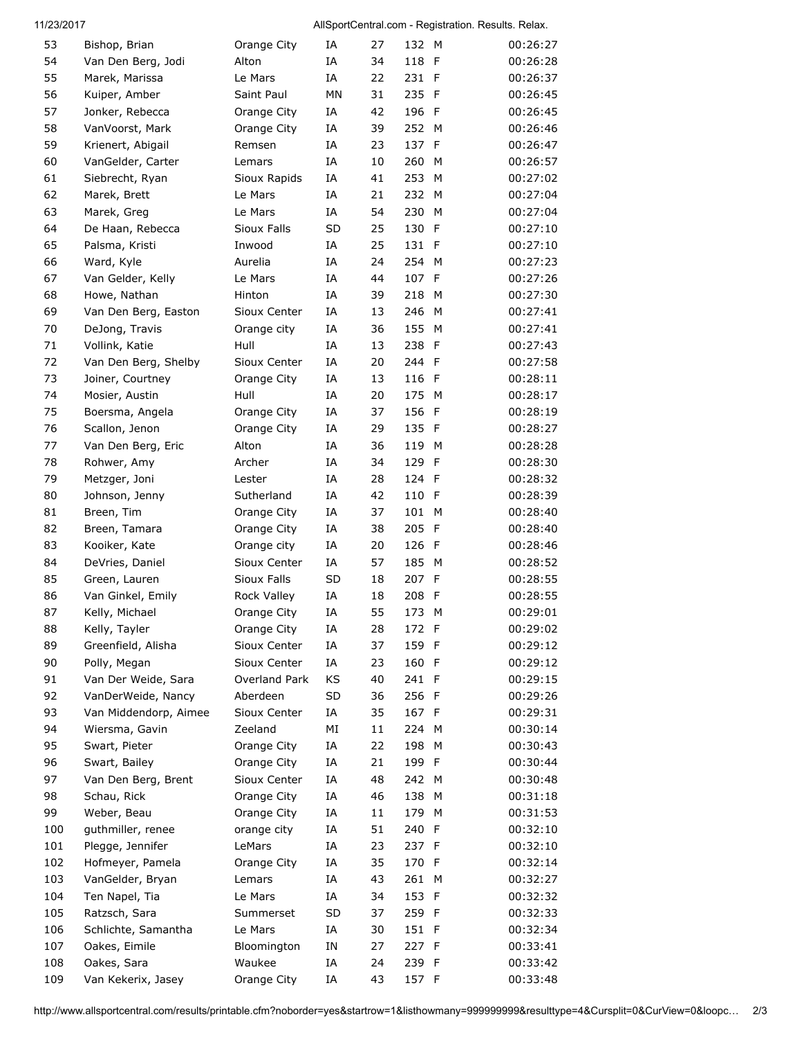| | | | | | | | |
|---|---|---|---|---|---|---|---|
| 53 | Bishop, Brian | Orange City | IA | 27 | 132 | M | 00:26:27 |
| 54 | Van Den Berg, Jodi | Alton | IA | 34 | 118 | F | 00:26:28 |
| 55 | Marek, Marissa | Le Mars | IA | 22 | 231 | F | 00:26:37 |
| 56 | Kuiper, Amber | Saint Paul | MN | 31 | 235 | F | 00:26:45 |
| 57 | Jonker, Rebecca | Orange City | IA | 42 | 196 | F | 00:26:45 |
| 58 | VanVoorst, Mark | Orange City | IA | 39 | 252 | M | 00:26:46 |
| 59 | Krienert, Abigail | Remsen | IA | 23 | 137 | F | 00:26:47 |
| 60 | VanGelder, Carter | Lemars | IA | 10 | 260 | M | 00:26:57 |
| 61 | Siebrecht, Ryan | Sioux Rapids | IA | 41 | 253 | M | 00:27:02 |
| 62 | Marek, Brett | Le Mars | IA | 21 | 232 | M | 00:27:04 |
| 63 | Marek, Greg | Le Mars | IA | 54 | 230 | M | 00:27:04 |
| 64 | De Haan, Rebecca | Sioux Falls | SD | 25 | 130 | F | 00:27:10 |
| 65 | Palsma, Kristi | Inwood | IA | 25 | 131 | F | 00:27:10 |
| 66 | Ward, Kyle | Aurelia | IA | 24 | 254 | M | 00:27:23 |
| 67 | Van Gelder, Kelly | Le Mars | IA | 44 | 107 | F | 00:27:26 |
| 68 | Howe, Nathan | Hinton | IA | 39 | 218 | M | 00:27:30 |
| 69 | Van Den Berg, Easton | Sioux Center | IA | 13 | 246 | M | 00:27:41 |
| 70 | DeJong, Travis | Orange city | IA | 36 | 155 | M | 00:27:41 |
| 71 | Vollink, Katie | Hull | IA | 13 | 238 | F | 00:27:43 |
| 72 | Van Den Berg, Shelby | Sioux Center | IA | 20 | 244 | F | 00:27:58 |
| 73 | Joiner, Courtney | Orange City | IA | 13 | 116 | F | 00:28:11 |
| 74 | Mosier, Austin | Hull | IA | 20 | 175 | M | 00:28:17 |
| 75 | Boersma, Angela | Orange City | IA | 37 | 156 | F | 00:28:19 |
| 76 | Scallon, Jenon | Orange City | IA | 29 | 135 | F | 00:28:27 |
| 77 | Van Den Berg, Eric | Alton | IA | 36 | 119 | M | 00:28:28 |
| 78 | Rohwer, Amy | Archer | IA | 34 | 129 | F | 00:28:30 |
| 79 | Metzger, Joni | Lester | IA | 28 | 124 | F | 00:28:32 |
| 80 | Johnson, Jenny | Sutherland | IA | 42 | 110 | F | 00:28:39 |
| 81 | Breen, Tim | Orange City | IA | 37 | 101 | M | 00:28:40 |
| 82 | Breen, Tamara | Orange City | IA | 38 | 205 | F | 00:28:40 |
| 83 | Kooiker, Kate | Orange city | IA | 20 | 126 | F | 00:28:46 |
| 84 | DeVries, Daniel | Sioux Center | IA | 57 | 185 | M | 00:28:52 |
| 85 | Green, Lauren | Sioux Falls | SD | 18 | 207 | F | 00:28:55 |
| 86 | Van Ginkel, Emily | Rock Valley | IA | 18 | 208 | F | 00:28:55 |
| 87 | Kelly, Michael | Orange City | IA | 55 | 173 | M | 00:29:01 |
| 88 | Kelly, Tayler | Orange City | IA | 28 | 172 | F | 00:29:02 |
| 89 | Greenfield, Alisha | Sioux Center | IA | 37 | 159 | F | 00:29:12 |
| 90 | Polly, Megan | Sioux Center | IA | 23 | 160 | F | 00:29:12 |
| 91 | Van Der Weide, Sara | Overland Park | KS | 40 | 241 | F | 00:29:15 |
| 92 | VanDerWeide, Nancy | Aberdeen | SD | 36 | 256 | F | 00:29:26 |
| 93 | Van Middendorp, Aimee | Sioux Center | IA | 35 | 167 | F | 00:29:31 |
| 94 | Wiersma, Gavin | Zeeland | MI | 11 | 224 | M | 00:30:14 |
| 95 | Swart, Pieter | Orange City | IA | 22 | 198 | M | 00:30:43 |
| 96 | Swart, Bailey | Orange City | IA | 21 | 199 | F | 00:30:44 |
| 97 | Van Den Berg, Brent | Sioux Center | IA | 48 | 242 | M | 00:30:48 |
| 98 | Schau, Rick | Orange City | IA | 46 | 138 | M | 00:31:18 |
| 99 | Weber, Beau | Orange City | IA | 11 | 179 | M | 00:31:53 |
| 100 | guthmiller, renee | orange city | IA | 51 | 240 | F | 00:32:10 |
| 101 | Plegge, Jennifer | LeMars | IA | 23 | 237 | F | 00:32:10 |
| 102 | Hofmeyer, Pamela | Orange City | IA | 35 | 170 | F | 00:32:14 |
| 103 | VanGelder, Bryan | Lemars | IA | 43 | 261 | M | 00:32:27 |
| 104 | Ten Napel, Tia | Le Mars | IA | 34 | 153 | F | 00:32:32 |
| 105 | Ratzsch, Sara | Summerset | SD | 37 | 259 | F | 00:32:33 |
| 106 | Schlichte, Samantha | Le Mars | IA | 30 | 151 | F | 00:32:34 |
| 107 | Oakes, Eimile | Bloomington | IN | 27 | 227 | F | 00:33:41 |
| 108 | Oakes, Sara | Waukee | IA | 24 | 239 | F | 00:33:42 |
| 109 | Van Kekerix, Jasey | Orange City | IA | 43 | 157 | F | 00:33:48 |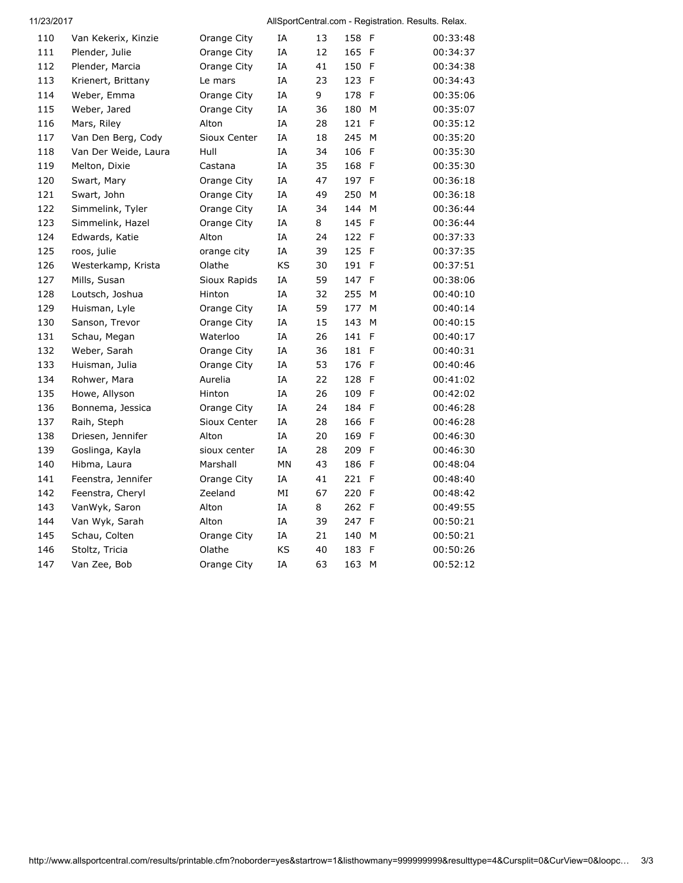| | | | | | | | |
|---|---|---|---|---|---|---|---|
| 110 | Van Kekerix, Kinzie | Orange City | IA | 13 | 158 | F | 00:33:48 |
| 111 | Plender, Julie | Orange City | IA | 12 | 165 | F | 00:34:37 |
| 112 | Plender, Marcia | Orange City | IA | 41 | 150 | F | 00:34:38 |
| 113 | Krienert, Brittany | Le mars | IA | 23 | 123 | F | 00:34:43 |
| 114 | Weber, Emma | Orange City | IA | 9 | 178 | F | 00:35:06 |
| 115 | Weber, Jared | Orange City | IA | 36 | 180 | M | 00:35:07 |
| 116 | Mars, Riley | Alton | IA | 28 | 121 | F | 00:35:12 |
| 117 | Van Den Berg, Cody | Sioux Center | IA | 18 | 245 | M | 00:35:20 |
| 118 | Van Der Weide, Laura | Hull | IA | 34 | 106 | F | 00:35:30 |
| 119 | Melton, Dixie | Castana | IA | 35 | 168 | F | 00:35:30 |
| 120 | Swart, Mary | Orange City | IA | 47 | 197 | F | 00:36:18 |
| 121 | Swart, John | Orange City | IA | 49 | 250 | M | 00:36:18 |
| 122 | Simmelink, Tyler | Orange City | IA | 34 | 144 | M | 00:36:44 |
| 123 | Simmelink, Hazel | Orange City | IA | 8 | 145 | F | 00:36:44 |
| 124 | Edwards, Katie | Alton | IA | 24 | 122 | F | 00:37:33 |
| 125 | roos, julie | orange city | IA | 39 | 125 | F | 00:37:35 |
| 126 | Westerkamp, Krista | Olathe | KS | 30 | 191 | F | 00:37:51 |
| 127 | Mills, Susan | Sioux Rapids | IA | 59 | 147 | F | 00:38:06 |
| 128 | Loutsch, Joshua | Hinton | IA | 32 | 255 | M | 00:40:10 |
| 129 | Huisman, Lyle | Orange City | IA | 59 | 177 | M | 00:40:14 |
| 130 | Sanson, Trevor | Orange City | IA | 15 | 143 | M | 00:40:15 |
| 131 | Schau, Megan | Waterloo | IA | 26 | 141 | F | 00:40:17 |
| 132 | Weber, Sarah | Orange City | IA | 36 | 181 | F | 00:40:31 |
| 133 | Huisman, Julia | Orange City | IA | 53 | 176 | F | 00:40:46 |
| 134 | Rohwer, Mara | Aurelia | IA | 22 | 128 | F | 00:41:02 |
| 135 | Howe, Allyson | Hinton | IA | 26 | 109 | F | 00:42:02 |
| 136 | Bonnema, Jessica | Orange City | IA | 24 | 184 | F | 00:46:28 |
| 137 | Raih, Steph | Sioux Center | IA | 28 | 166 | F | 00:46:28 |
| 138 | Driesen, Jennifer | Alton | IA | 20 | 169 | F | 00:46:30 |
| 139 | Goslinga, Kayla | sioux center | IA | 28 | 209 | F | 00:46:30 |
| 140 | Hibma, Laura | Marshall | MN | 43 | 186 | F | 00:48:04 |
| 141 | Feenstra, Jennifer | Orange City | IA | 41 | 221 | F | 00:48:40 |
| 142 | Feenstra, Cheryl | Zeeland | MI | 67 | 220 | F | 00:48:42 |
| 143 | VanWyk, Saron | Alton | IA | 8 | 262 | F | 00:49:55 |
| 144 | Van Wyk, Sarah | Alton | IA | 39 | 247 | F | 00:50:21 |
| 145 | Schau, Colten | Orange City | IA | 21 | 140 | M | 00:50:21 |
| 146 | Stoltz, Tricia | Olathe | KS | 40 | 183 | F | 00:50:26 |
| 147 | Van Zee, Bob | Orange City | IA | 63 | 163 | M | 00:52:12 |